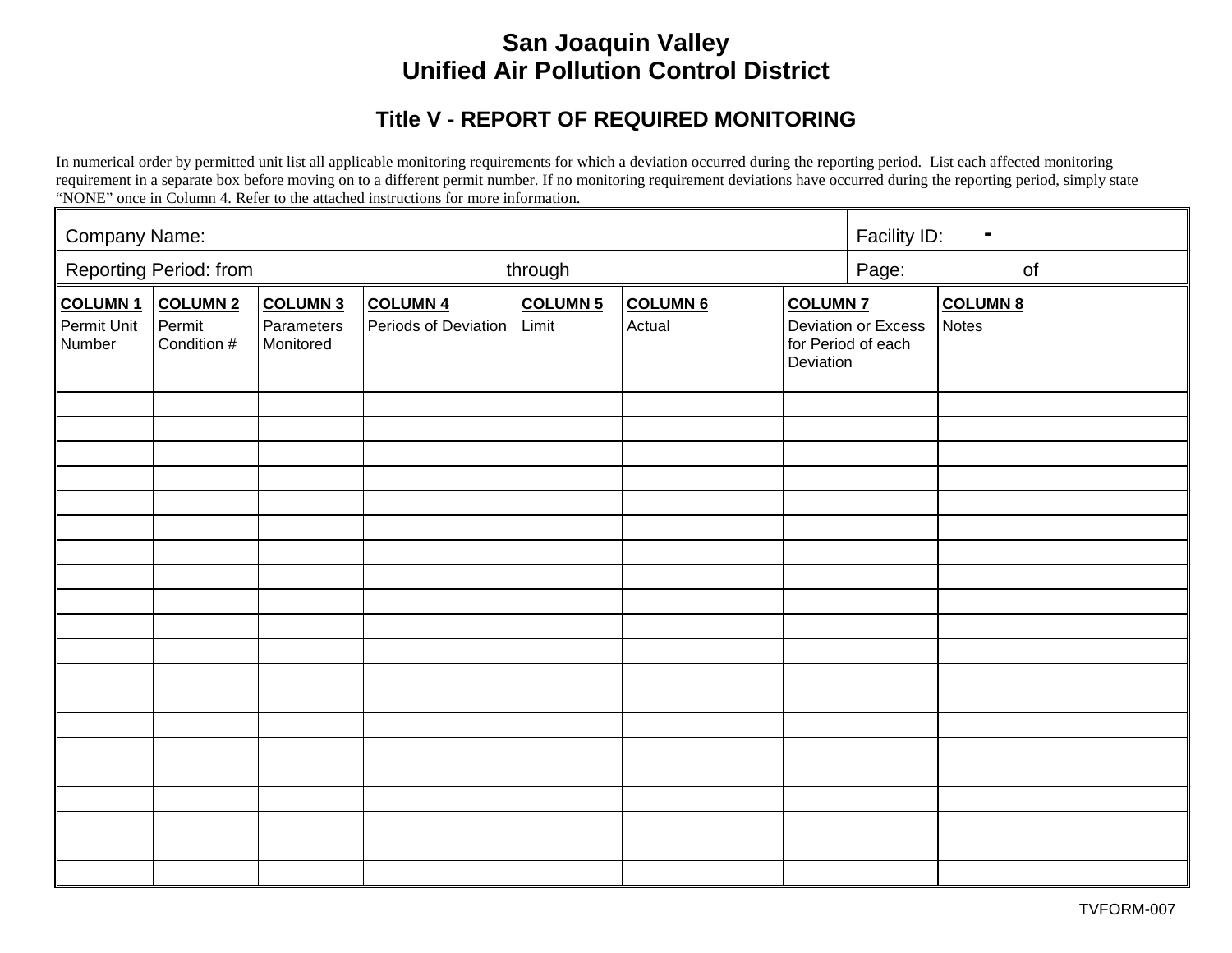# San Joaquin Valley
# Unified Air Pollution Control District

## Title V - REPORT OF REQUIRED MONITORING

In numerical order by permitted unit list all applicable monitoring requirements for which a deviation occurred during the reporting period. List each affected monitoring requirement in a separate box before moving on to a different permit number. If no monitoring requirement deviations have occurred during the reporting period, simply state "NONE" once in Column 4. Refer to the attached instructions for more information.

| Company Name: | Facility ID: - |
| --- | --- |
| Reporting Period: from through | Page: of |

| COLUMN 1<br>Permit Unit Number | COLUMN 2<br>Permit Condition # | COLUMN 3<br>Parameters Monitored | COLUMN 4<br>Periods of Deviation | COLUMN 5<br>Limit | COLUMN 6<br>Actual | COLUMN 7<br>Deviation or Excess for Period of each Deviation | COLUMN 8<br>Notes |
| --- | --- | --- | --- | --- | --- | --- | --- |
| | | | | | | | |
| | | | | | | | |
| | | | | | | | |
| | | | | | | | |
| | | | | | | | |
| | | | | | | | |
| | | | | | | | |
| | | | | | | | |
| | | | | | | | |
| | | | | | | | |
| | | | | | | | |
| | | | | | | | |
| | | | | | | | |
| | | | | | | | |
| | | | | | | | |
| | | | | | | | |
| | | | | | | | |
| | | | | | | | |
| | | | | | | | |
| | | | | | | | |

TVFORM-007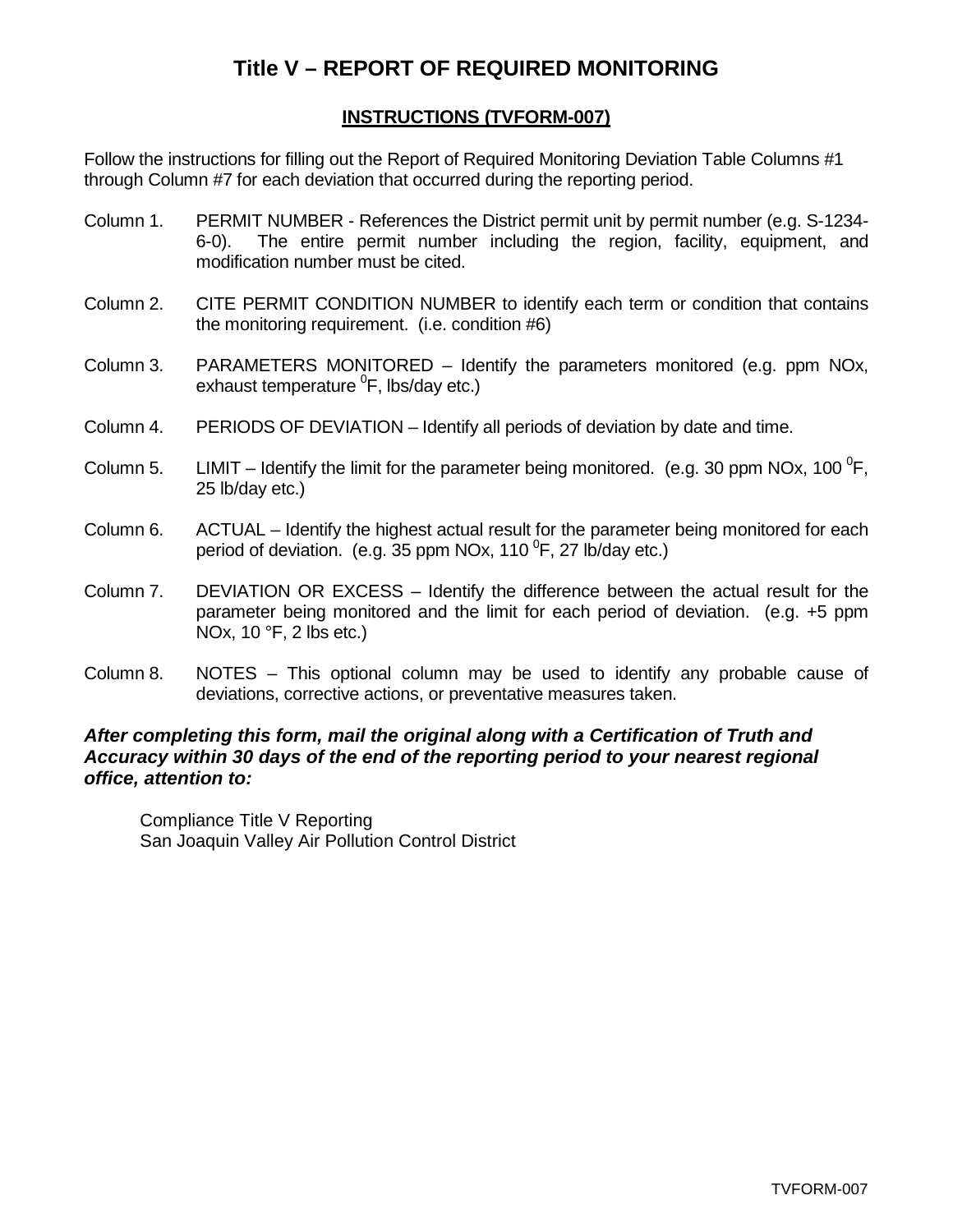# Title V – REPORT OF REQUIRED MONITORING

## INSTRUCTIONS (TVFORM-007)

Follow the instructions for filling out the Report of Required Monitoring Deviation Table Columns #1 through Column #7 for each deviation that occurred during the reporting period.

Column 1. PERMIT NUMBER - References the District permit unit by permit number (e.g. S-1234-6-0). The entire permit number including the region, facility, equipment, and modification number must be cited.

Column 2. CITE PERMIT CONDITION NUMBER to identify each term or condition that contains the monitoring requirement. (i.e. condition #6)

Column 3. PARAMETERS MONITORED – Identify the parameters monitored (e.g. ppm NOx, exhaust temperature $^{0}$F, lbs/day etc.)

Column 4. PERIODS OF DEVIATION – Identify all periods of deviation by date and time.

Column 5. LIMIT – Identify the limit for the parameter being monitored. (e.g. 30 ppm NOx, 100 $^{0}$F, 25 lb/day etc.)

Column 6. ACTUAL – Identify the highest actual result for the parameter being monitored for each period of deviation. (e.g. 35 ppm NOx, 110 $^{0}$F, 27 lb/day etc.)

Column 7. DEVIATION OR EXCESS – Identify the difference between the actual result for the parameter being monitored and the limit for each period of deviation. (e.g. +5 ppm NOx, 10 °F, 2 lbs etc.)

Column 8. NOTES – This optional column may be used to identify any probable cause of deviations, corrective actions, or preventative measures taken.

***After completing this form, mail the original along with a Certification of Truth and Accuracy within 30 days of the end of the reporting period to your nearest regional office, attention to:***

Compliance Title V Reporting
San Joaquin Valley Air Pollution Control District